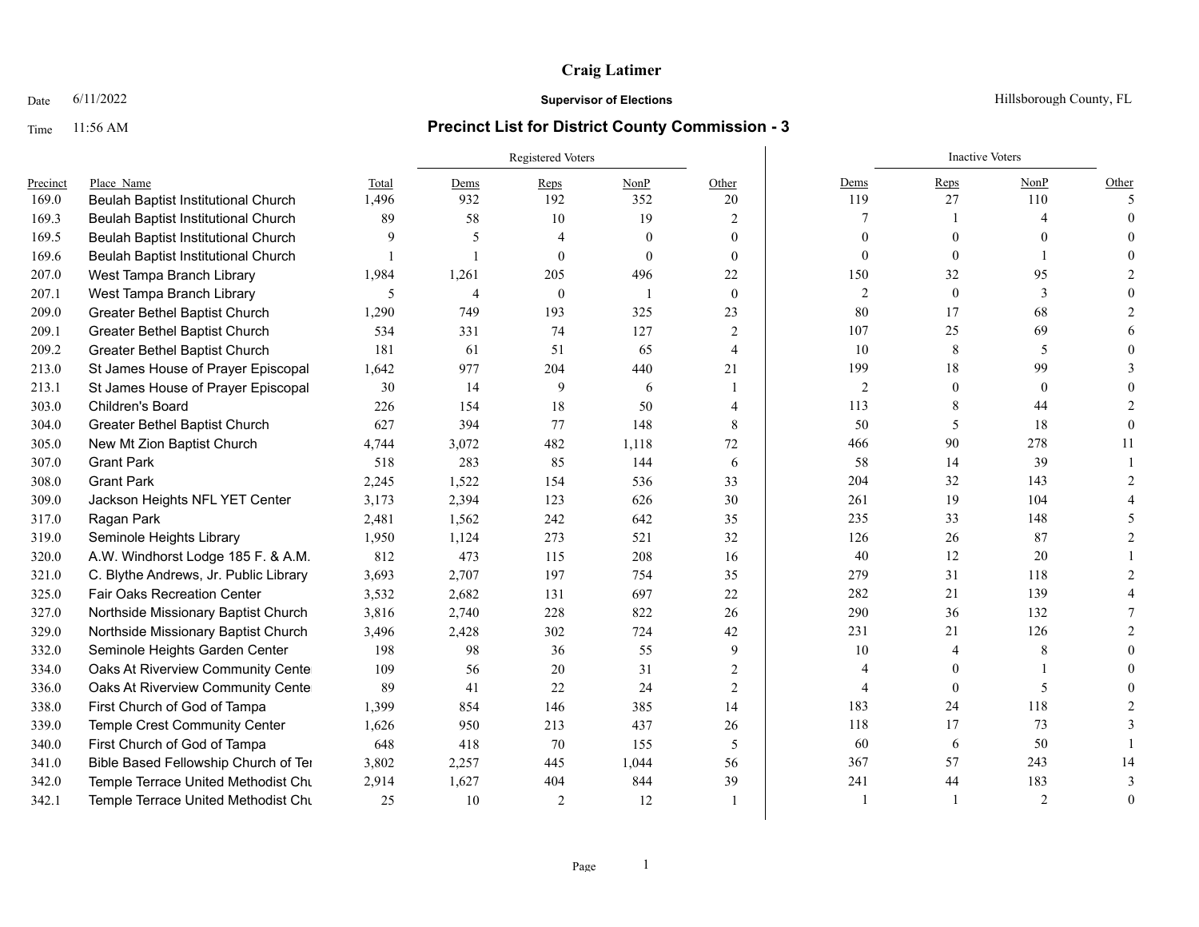**Craig Latimer**

Date 6/11/2022

**Supervisor of Elections**

Hillsborough County, FL

Time 11:56 AM

## Precinct List for District County Commission - 3

| Precinct | Place_Name | Total | Registered Voters | | | | Inactive Voters | | | |
|---|---|---|---|---|---|---|---|---|---|---|
| | | | Dems | Reps | NonP | Other | Dems | Reps | NonP | Other |
| 169.0 | Beulah Baptist Institutional Church | 1,496 | 932 | 192 | 352 | 20 | 119 | 27 | 110 | 5 |
| 169.3 | Beulah Baptist Institutional Church | 89 | 58 | 10 | 19 | 2 | 7 | 1 | 4 | 0 |
| 169.5 | Beulah Baptist Institutional Church | 9 | 5 | 4 | 0 | 0 | 0 | 0 | 0 | 0 |
| 169.6 | Beulah Baptist Institutional Church | 1 | 1 | 0 | 0 | 0 | 0 | 0 | 1 | 0 |
| 207.0 | West Tampa Branch Library | 1,984 | 1,261 | 205 | 496 | 22 | 150 | 32 | 95 | 2 |
| 207.1 | West Tampa Branch Library | 5 | 4 | 0 | 1 | 0 | 2 | 0 | 3 | 0 |
| 209.0 | Greater Bethel Baptist Church | 1,290 | 749 | 193 | 325 | 23 | 80 | 17 | 68 | 2 |
| 209.1 | Greater Bethel Baptist Church | 534 | 331 | 74 | 127 | 2 | 107 | 25 | 69 | 6 |
| 209.2 | Greater Bethel Baptist Church | 181 | 61 | 51 | 65 | 4 | 10 | 8 | 5 | 0 |
| 213.0 | St James House of Prayer Episcopal | 1,642 | 977 | 204 | 440 | 21 | 199 | 18 | 99 | 3 |
| 213.1 | St James House of Prayer Episcopal | 30 | 14 | 9 | 6 | 1 | 2 | 0 | 0 | 0 |
| 303.0 | Children's Board | 226 | 154 | 18 | 50 | 4 | 113 | 8 | 44 | 2 |
| 304.0 | Greater Bethel Baptist Church | 627 | 394 | 77 | 148 | 8 | 50 | 5 | 18 | 0 |
| 305.0 | New Mt Zion Baptist Church | 4,744 | 3,072 | 482 | 1,118 | 72 | 466 | 90 | 278 | 11 |
| 307.0 | Grant Park | 518 | 283 | 85 | 144 | 6 | 58 | 14 | 39 | 1 |
| 308.0 | Grant Park | 2,245 | 1,522 | 154 | 536 | 33 | 204 | 32 | 143 | 2 |
| 309.0 | Jackson Heights NFL YET Center | 3,173 | 2,394 | 123 | 626 | 30 | 261 | 19 | 104 | 4 |
| 317.0 | Ragan Park | 2,481 | 1,562 | 242 | 642 | 35 | 235 | 33 | 148 | 5 |
| 319.0 | Seminole Heights Library | 1,950 | 1,124 | 273 | 521 | 32 | 126 | 26 | 87 | 2 |
| 320.0 | A.W. Windhorst Lodge 185 F. & A.M. | 812 | 473 | 115 | 208 | 16 | 40 | 12 | 20 | 1 |
| 321.0 | C. Blythe Andrews, Jr. Public Library | 3,693 | 2,707 | 197 | 754 | 35 | 279 | 31 | 118 | 2 |
| 325.0 | Fair Oaks Recreation Center | 3,532 | 2,682 | 131 | 697 | 22 | 282 | 21 | 139 | 4 |
| 327.0 | Northside Missionary Baptist Church | 3,816 | 2,740 | 228 | 822 | 26 | 290 | 36 | 132 | 7 |
| 329.0 | Northside Missionary Baptist Church | 3,496 | 2,428 | 302 | 724 | 42 | 231 | 21 | 126 | 2 |
| 332.0 | Seminole Heights Garden Center | 198 | 98 | 36 | 55 | 9 | 10 | 4 | 8 | 0 |
| 334.0 | Oaks At Riverview Community Cente | 109 | 56 | 20 | 31 | 2 | 4 | 0 | 1 | 0 |
| 336.0 | Oaks At Riverview Community Cente | 89 | 41 | 22 | 24 | 2 | 4 | 0 | 5 | 0 |
| 338.0 | First Church of God of Tampa | 1,399 | 854 | 146 | 385 | 14 | 183 | 24 | 118 | 2 |
| 339.0 | Temple Crest Community Center | 1,626 | 950 | 213 | 437 | 26 | 118 | 17 | 73 | 3 |
| 340.0 | First Church of God of Tampa | 648 | 418 | 70 | 155 | 5 | 60 | 6 | 50 | 1 |
| 341.0 | Bible Based Fellowship Church of Ter | 3,802 | 2,257 | 445 | 1,044 | 56 | 367 | 57 | 243 | 14 |
| 342.0 | Temple Terrace United Methodist Chu | 2,914 | 1,627 | 404 | 844 | 39 | 241 | 44 | 183 | 3 |
| 342.1 | Temple Terrace United Methodist Chu | 25 | 10 | 2 | 12 | 1 | 1 | 1 | 2 | 0 |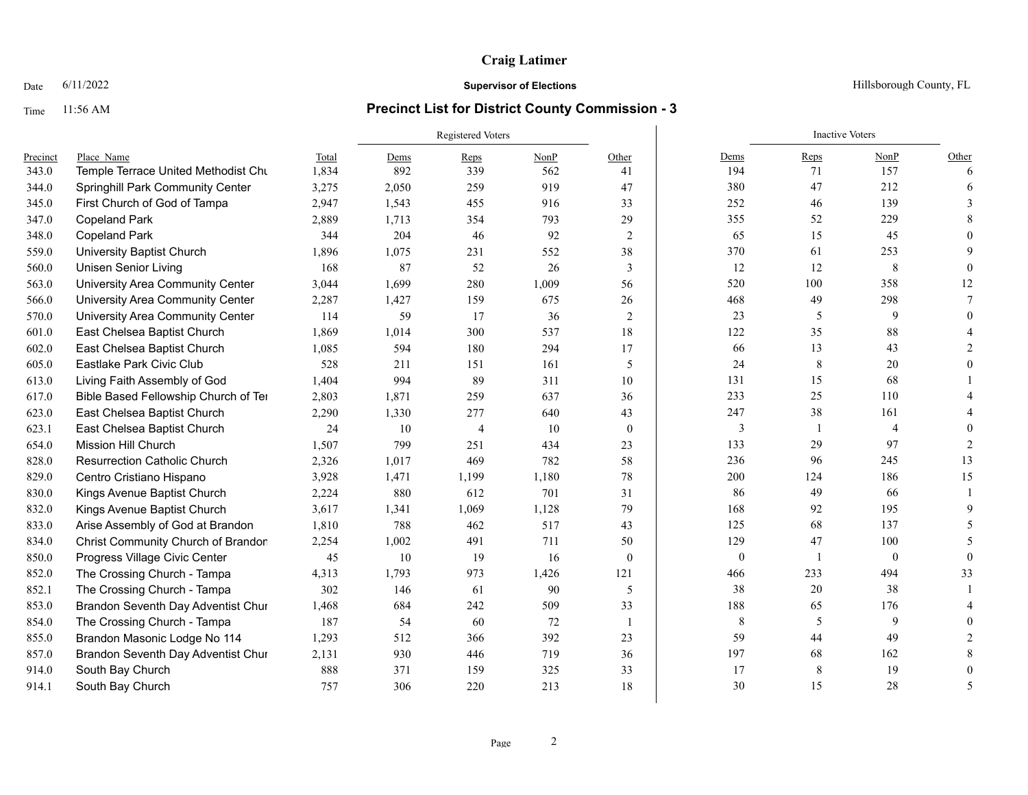**Craig Latimer**

Date 6/11/2022 | **Supervisor of Elections** | Hillsborough County, FL

Time 11:56 AM

## Precinct List for District County Commission - 3

| Precinct | Place_Name | Total | Registered Voters | | | | Inactive Voters | | | |
|---|---|---|---|---|---|---|---|---|---|---|
| | | | Dems | Reps | NonP | Other | Dems | Reps | NonP | Other |
| 343.0 | Temple Terrace United Methodist Chu | 1,834 | 892 | 339 | 562 | 41 | 194 | 71 | 157 | 6 |
| 344.0 | Springhill Park Community Center | 3,275 | 2,050 | 259 | 919 | 47 | 380 | 47 | 212 | 6 |
| 345.0 | First Church of God of Tampa | 2,947 | 1,543 | 455 | 916 | 33 | 252 | 46 | 139 | 3 |
| 347.0 | Copeland Park | 2,889 | 1,713 | 354 | 793 | 29 | 355 | 52 | 229 | 8 |
| 348.0 | Copeland Park | 344 | 204 | 46 | 92 | 2 | 65 | 15 | 45 | 0 |
| 559.0 | University Baptist Church | 1,896 | 1,075 | 231 | 552 | 38 | 370 | 61 | 253 | 9 |
| 560.0 | Unisen Senior Living | 168 | 87 | 52 | 26 | 3 | 12 | 12 | 8 | 0 |
| 563.0 | University Area Community Center | 3,044 | 1,699 | 280 | 1,009 | 56 | 520 | 100 | 358 | 12 |
| 566.0 | University Area Community Center | 2,287 | 1,427 | 159 | 675 | 26 | 468 | 49 | 298 | 7 |
| 570.0 | University Area Community Center | 114 | 59 | 17 | 36 | 2 | 23 | 5 | 9 | 0 |
| 601.0 | East Chelsea Baptist Church | 1,869 | 1,014 | 300 | 537 | 18 | 122 | 35 | 88 | 4 |
| 602.0 | East Chelsea Baptist Church | 1,085 | 594 | 180 | 294 | 17 | 66 | 13 | 43 | 2 |
| 605.0 | Eastlake Park Civic Club | 528 | 211 | 151 | 161 | 5 | 24 | 8 | 20 | 0 |
| 613.0 | Living Faith Assembly of God | 1,404 | 994 | 89 | 311 | 10 | 131 | 15 | 68 | 1 |
| 617.0 | Bible Based Fellowship Church of Ter | 2,803 | 1,871 | 259 | 637 | 36 | 233 | 25 | 110 | 4 |
| 623.0 | East Chelsea Baptist Church | 2,290 | 1,330 | 277 | 640 | 43 | 247 | 38 | 161 | 4 |
| 623.1 | East Chelsea Baptist Church | 24 | 10 | 4 | 10 | 0 | 3 | 1 | 4 | 0 |
| 654.0 | Mission Hill Church | 1,507 | 799 | 251 | 434 | 23 | 133 | 29 | 97 | 2 |
| 828.0 | Resurrection Catholic Church | 2,326 | 1,017 | 469 | 782 | 58 | 236 | 96 | 245 | 13 |
| 829.0 | Centro Cristiano Hispano | 3,928 | 1,471 | 1,199 | 1,180 | 78 | 200 | 124 | 186 | 15 |
| 830.0 | Kings Avenue Baptist Church | 2,224 | 880 | 612 | 701 | 31 | 86 | 49 | 66 | 1 |
| 832.0 | Kings Avenue Baptist Church | 3,617 | 1,341 | 1,069 | 1,128 | 79 | 168 | 92 | 195 | 9 |
| 833.0 | Arise Assembly of God at Brandon | 1,810 | 788 | 462 | 517 | 43 | 125 | 68 | 137 | 5 |
| 834.0 | Christ Community Church of Brandon | 2,254 | 1,002 | 491 | 711 | 50 | 129 | 47 | 100 | 5 |
| 850.0 | Progress Village Civic Center | 45 | 10 | 19 | 16 | 0 | 0 | 1 | 0 | 0 |
| 852.0 | The Crossing Church - Tampa | 4,313 | 1,793 | 973 | 1,426 | 121 | 466 | 233 | 494 | 33 |
| 852.1 | The Crossing Church - Tampa | 302 | 146 | 61 | 90 | 5 | 38 | 20 | 38 | 1 |
| 853.0 | Brandon Seventh Day Adventist Chur | 1,468 | 684 | 242 | 509 | 33 | 188 | 65 | 176 | 4 |
| 854.0 | The Crossing Church - Tampa | 187 | 54 | 60 | 72 | 1 | 8 | 5 | 9 | 0 |
| 855.0 | Brandon Masonic Lodge No 114 | 1,293 | 512 | 366 | 392 | 23 | 59 | 44 | 49 | 2 |
| 857.0 | Brandon Seventh Day Adventist Chur | 2,131 | 930 | 446 | 719 | 36 | 197 | 68 | 162 | 8 |
| 914.0 | South Bay Church | 888 | 371 | 159 | 325 | 33 | 17 | 8 | 19 | 0 |
| 914.1 | South Bay Church | 757 | 306 | 220 | 213 | 18 | 30 | 15 | 28 | 5 |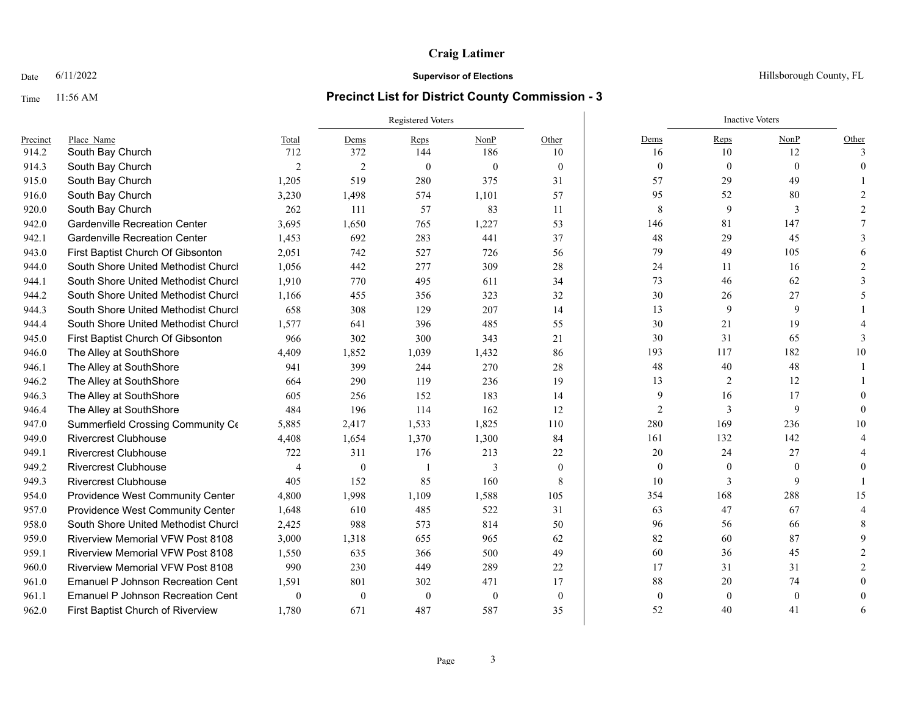**Craig Latimer**

Date 6/11/2022 **Supervisor of Elections** Hillsborough County, FL

Time 11:56 AM

## Precinct List for District County Commission - 3

| | | | Registered Voters | | | | Inactive Voters | | | |
|---|---|---|---|---|---|---|---|---|---|---|
| Precinct | Place_Name | Total | Dems | Reps | NonP | Other | Dems | Reps | NonP | Other |
| 914.2 | South Bay Church | 712 | 372 | 144 | 186 | 10 | 16 | 10 | 12 | 3 |
| 914.3 | South Bay Church | 2 | 2 | 0 | 0 | 0 | 0 | 0 | 0 | 0 |
| 915.0 | South Bay Church | 1,205 | 519 | 280 | 375 | 31 | 57 | 29 | 49 | 1 |
| 916.0 | South Bay Church | 3,230 | 1,498 | 574 | 1,101 | 57 | 95 | 52 | 80 | 2 |
| 920.0 | South Bay Church | 262 | 111 | 57 | 83 | 11 | 8 | 9 | 3 | 2 |
| 942.0 | Gardenville Recreation Center | 3,695 | 1,650 | 765 | 1,227 | 53 | 146 | 81 | 147 | 7 |
| 942.1 | Gardenville Recreation Center | 1,453 | 692 | 283 | 441 | 37 | 48 | 29 | 45 | 3 |
| 943.0 | First Baptist Church Of Gibsonton | 2,051 | 742 | 527 | 726 | 56 | 79 | 49 | 105 | 6 |
| 944.0 | South Shore United Methodist Churcl | 1,056 | 442 | 277 | 309 | 28 | 24 | 11 | 16 | 2 |
| 944.1 | South Shore United Methodist Churcl | 1,910 | 770 | 495 | 611 | 34 | 73 | 46 | 62 | 3 |
| 944.2 | South Shore United Methodist Churcl | 1,166 | 455 | 356 | 323 | 32 | 30 | 26 | 27 | 5 |
| 944.3 | South Shore United Methodist Churcl | 658 | 308 | 129 | 207 | 14 | 13 | 9 | 9 | 1 |
| 944.4 | South Shore United Methodist Churcl | 1,577 | 641 | 396 | 485 | 55 | 30 | 21 | 19 | 4 |
| 945.0 | First Baptist Church Of Gibsonton | 966 | 302 | 300 | 343 | 21 | 30 | 31 | 65 | 3 |
| 946.0 | The Alley at SouthShore | 4,409 | 1,852 | 1,039 | 1,432 | 86 | 193 | 117 | 182 | 10 |
| 946.1 | The Alley at SouthShore | 941 | 399 | 244 | 270 | 28 | 48 | 40 | 48 | 1 |
| 946.2 | The Alley at SouthShore | 664 | 290 | 119 | 236 | 19 | 13 | 2 | 12 | 1 |
| 946.3 | The Alley at SouthShore | 605 | 256 | 152 | 183 | 14 | 9 | 16 | 17 | 0 |
| 946.4 | The Alley at SouthShore | 484 | 196 | 114 | 162 | 12 | 2 | 3 | 9 | 0 |
| 947.0 | Summerfield Crossing Community Ce | 5,885 | 2,417 | 1,533 | 1,825 | 110 | 280 | 169 | 236 | 10 |
| 949.0 | Rivercrest Clubhouse | 4,408 | 1,654 | 1,370 | 1,300 | 84 | 161 | 132 | 142 | 4 |
| 949.1 | Rivercrest Clubhouse | 722 | 311 | 176 | 213 | 22 | 20 | 24 | 27 | 4 |
| 949.2 | Rivercrest Clubhouse | 4 | 0 | 1 | 3 | 0 | 0 | 0 | 0 | 0 |
| 949.3 | Rivercrest Clubhouse | 405 | 152 | 85 | 160 | 8 | 10 | 3 | 9 | 1 |
| 954.0 | Providence West Community Center | 4,800 | 1,998 | 1,109 | 1,588 | 105 | 354 | 168 | 288 | 15 |
| 957.0 | Providence West Community Center | 1,648 | 610 | 485 | 522 | 31 | 63 | 47 | 67 | 4 |
| 958.0 | South Shore United Methodist Churcl | 2,425 | 988 | 573 | 814 | 50 | 96 | 56 | 66 | 8 |
| 959.0 | Riverview Memorial VFW Post 8108 | 3,000 | 1,318 | 655 | 965 | 62 | 82 | 60 | 87 | 9 |
| 959.1 | Riverview Memorial VFW Post 8108 | 1,550 | 635 | 366 | 500 | 49 | 60 | 36 | 45 | 2 |
| 960.0 | Riverview Memorial VFW Post 8108 | 990 | 230 | 449 | 289 | 22 | 17 | 31 | 31 | 2 |
| 961.0 | Emanuel P Johnson Recreation Cent | 1,591 | 801 | 302 | 471 | 17 | 88 | 20 | 74 | 0 |
| 961.1 | Emanuel P Johnson Recreation Cent | 0 | 0 | 0 | 0 | 0 | 0 | 0 | 0 | 0 |
| 962.0 | First Baptist Church of Riverview | 1,780 | 671 | 487 | 587 | 35 | 52 | 40 | 41 | 6 |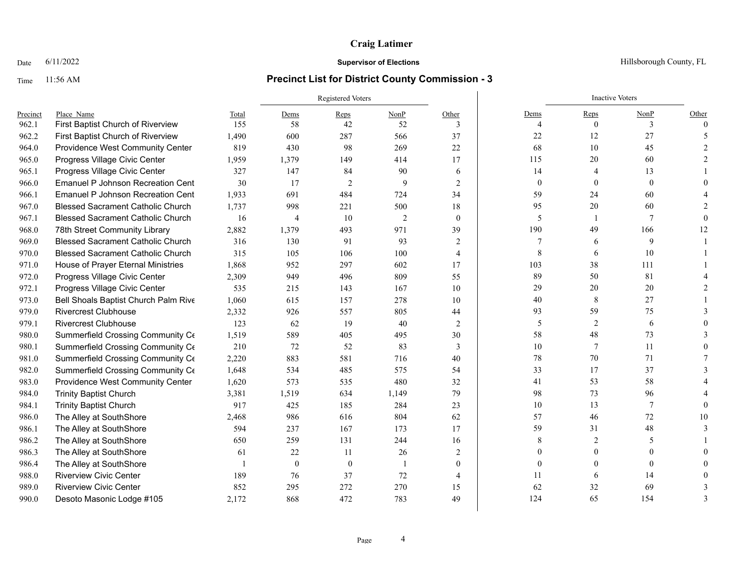**Craig Latimer**

Date 6/11/2022 **Supervisor of Elections** Hillsborough County, FL

Time 11:56 AM

## Precinct List for District County Commission - 3

| | | | Registered Voters | | | | Inactive Voters | | | |
|---|---|---|---|---|---|---|---|---|---|---|
| Precinct | Place_Name | Total | Dems | Reps | NonP | Other | Dems | Reps | NonP | Other |
| 962.1 | First Baptist Church of Riverview | 155 | 58 | 42 | 52 | 3 | 4 | 0 | 3 | 0 |
| 962.2 | First Baptist Church of Riverview | 1,490 | 600 | 287 | 566 | 37 | 22 | 12 | 27 | 5 |
| 964.0 | Providence West Community Center | 819 | 430 | 98 | 269 | 22 | 68 | 10 | 45 | 2 |
| 965.0 | Progress Village Civic Center | 1,959 | 1,379 | 149 | 414 | 17 | 115 | 20 | 60 | 2 |
| 965.1 | Progress Village Civic Center | 327 | 147 | 84 | 90 | 6 | 14 | 4 | 13 | 1 |
| 966.0 | Emanuel P Johnson Recreation Cent | 30 | 17 | 2 | 9 | 2 | 0 | 0 | 0 | 0 |
| 966.1 | Emanuel P Johnson Recreation Cent | 1,933 | 691 | 484 | 724 | 34 | 59 | 24 | 60 | 4 |
| 967.0 | Blessed Sacrament Catholic Church | 1,737 | 998 | 221 | 500 | 18 | 95 | 20 | 60 | 2 |
| 967.1 | Blessed Sacrament Catholic Church | 16 | 4 | 10 | 2 | 0 | 5 | 1 | 7 | 0 |
| 968.0 | 78th Street Community Library | 2,882 | 1,379 | 493 | 971 | 39 | 190 | 49 | 166 | 12 |
| 969.0 | Blessed Sacrament Catholic Church | 316 | 130 | 91 | 93 | 2 | 7 | 6 | 9 | 1 |
| 970.0 | Blessed Sacrament Catholic Church | 315 | 105 | 106 | 100 | 4 | 8 | 6 | 10 | 1 |
| 971.0 | House of Prayer Eternal Ministries | 1,868 | 952 | 297 | 602 | 17 | 103 | 38 | 111 | 1 |
| 972.0 | Progress Village Civic Center | 2,309 | 949 | 496 | 809 | 55 | 89 | 50 | 81 | 4 |
| 972.1 | Progress Village Civic Center | 535 | 215 | 143 | 167 | 10 | 29 | 20 | 20 | 2 |
| 973.0 | Bell Shoals Baptist Church Palm Rive | 1,060 | 615 | 157 | 278 | 10 | 40 | 8 | 27 | 1 |
| 979.0 | Rivercrest Clubhouse | 2,332 | 926 | 557 | 805 | 44 | 93 | 59 | 75 | 3 |
| 979.1 | Rivercrest Clubhouse | 123 | 62 | 19 | 40 | 2 | 5 | 2 | 6 | 0 |
| 980.0 | Summerfield Crossing Community Ce | 1,519 | 589 | 405 | 495 | 30 | 58 | 48 | 73 | 3 |
| 980.1 | Summerfield Crossing Community Ce | 210 | 72 | 52 | 83 | 3 | 10 | 7 | 11 | 0 |
| 981.0 | Summerfield Crossing Community Ce | 2,220 | 883 | 581 | 716 | 40 | 78 | 70 | 71 | 7 |
| 982.0 | Summerfield Crossing Community Ce | 1,648 | 534 | 485 | 575 | 54 | 33 | 17 | 37 | 3 |
| 983.0 | Providence West Community Center | 1,620 | 573 | 535 | 480 | 32 | 41 | 53 | 58 | 4 |
| 984.0 | Trinity Baptist Church | 3,381 | 1,519 | 634 | 1,149 | 79 | 98 | 73 | 96 | 4 |
| 984.1 | Trinity Baptist Church | 917 | 425 | 185 | 284 | 23 | 10 | 13 | 7 | 0 |
| 986.0 | The Alley at SouthShore | 2,468 | 986 | 616 | 804 | 62 | 57 | 46 | 72 | 10 |
| 986.1 | The Alley at SouthShore | 594 | 237 | 167 | 173 | 17 | 59 | 31 | 48 | 3 |
| 986.2 | The Alley at SouthShore | 650 | 259 | 131 | 244 | 16 | 8 | 2 | 5 | 1 |
| 986.3 | The Alley at SouthShore | 61 | 22 | 11 | 26 | 2 | 0 | 0 | 0 | 0 |
| 986.4 | The Alley at SouthShore | 1 | 0 | 0 | 1 | 0 | 0 | 0 | 0 | 0 |
| 988.0 | Riverview Civic Center | 189 | 76 | 37 | 72 | 4 | 11 | 6 | 14 | 0 |
| 989.0 | Riverview Civic Center | 852 | 295 | 272 | 270 | 15 | 62 | 32 | 69 | 3 |
| 990.0 | Desoto Masonic Lodge #105 | 2,172 | 868 | 472 | 783 | 49 | 124 | 65 | 154 | 3 |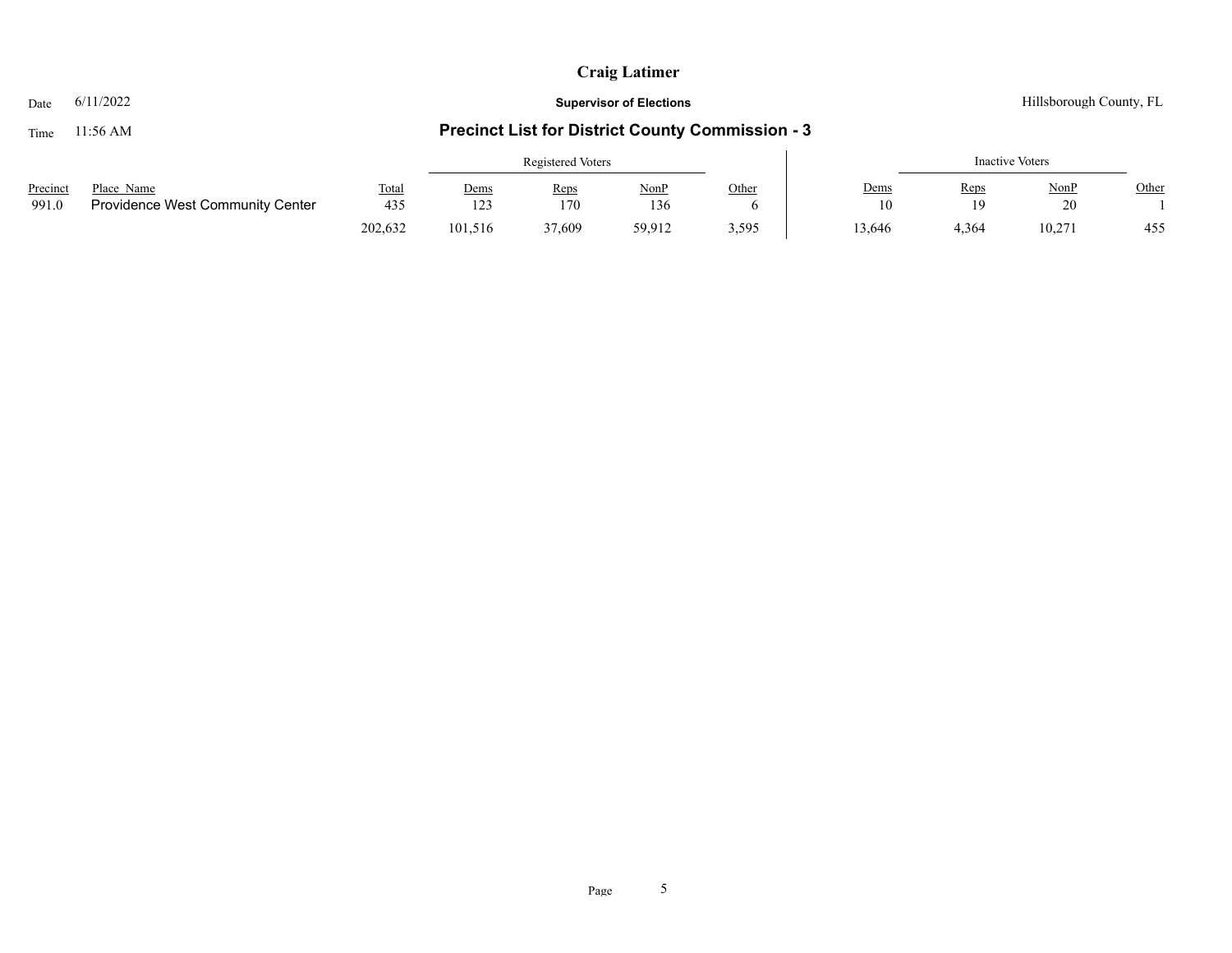**Craig Latimer**

Date 6/11/2022 **Supervisor of Elections** Hillsborough County, FL

Time 11:56 AM

## Precinct List for District County Commission - 3

| | | | Registered Voters | | | | Inactive Voters | | | |
|---|---|---|---|---|---|---|---|---|---|---|
| Precinct | Place Name | Total | Dems | Reps | NonP | Other | Dems | Reps | NonP | Other |
| 991.0 | Providence West Community Center | 435 | 123 | 170 | 136 | 6 | 10 | 19 | 20 | 1 |
| | | 202,632 | 101,516 | 37,609 | 59,912 | 3,595 | 13,646 | 4,364 | 10,271 | 455 |